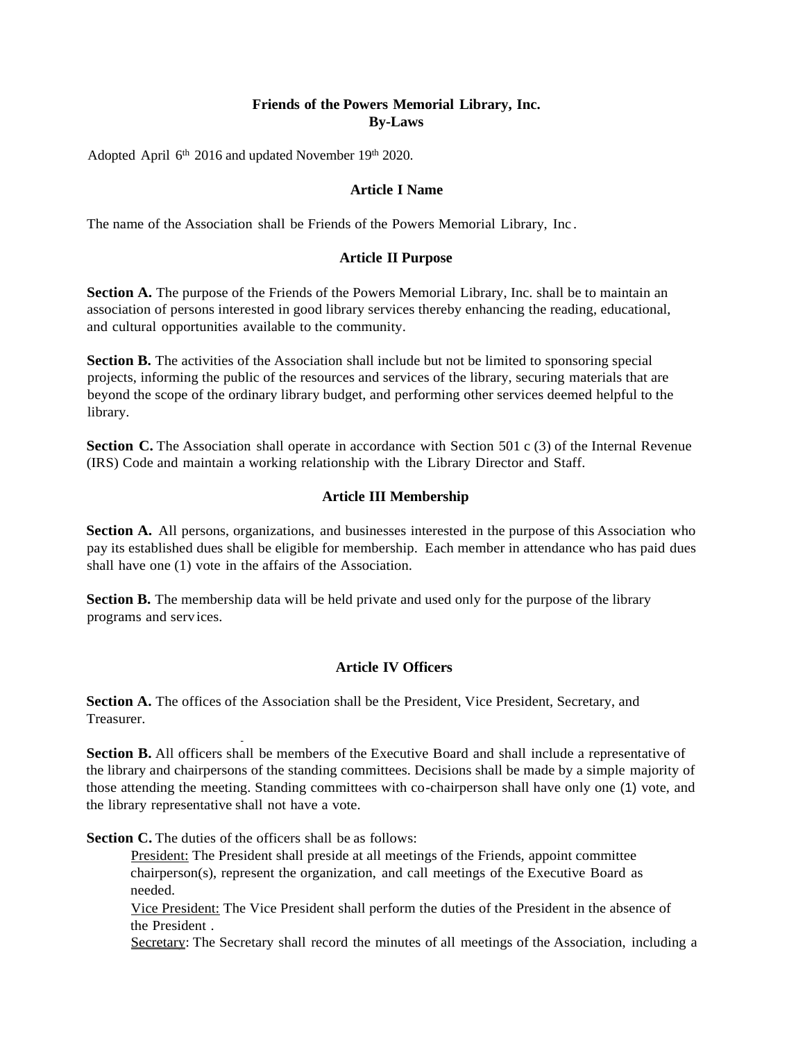# Friends of the Powers Memorial Library, Inc.
## By-Laws

Adopted April 6th 2016 and updated November 19th 2020.

### Article I Name

The name of the Association shall be Friends of the Powers Memorial Library, Inc.

### Article II Purpose

**Section A.** The purpose of the Friends of the Powers Memorial Library, Inc. shall be to maintain an association of persons interested in good library services thereby enhancing the reading, educational, and cultural opportunities available to the community.

**Section B.** The activities of the Association shall include but not be limited to sponsoring special projects, informing the public of the resources and services of the library, securing materials that are beyond the scope of the ordinary library budget, and performing other services deemed helpful to the library.

**Section C.** The Association shall operate in accordance with Section 501 c (3) of the Internal Revenue (IRS) Code and maintain a working relationship with the Library Director and Staff.

### Article III Membership

**Section A.** All persons, organizations, and businesses interested in the purpose of this Association who pay its established dues shall be eligible for membership. Each member in attendance who has paid dues shall have one (1) vote in the affairs of the Association.

**Section B.** The membership data will be held private and used only for the purpose of the library programs and services.

### Article IV Officers

**Section A.** The offices of the Association shall be the President, Vice President, Secretary, and Treasurer.

**Section B.** All officers shall be members of the Executive Board and shall include a representative of the library and chairpersons of the standing committees. Decisions shall be made by a simple majority of those attending the meeting. Standing committees with co-chairperson shall have only one (1) vote, and the library representative shall not have a vote.

**Section C.** The duties of the officers shall be as follows:

President: The President shall preside at all meetings of the Friends, appoint committee chairperson(s), represent the organization, and call meetings of the Executive Board as needed.

Vice President: The Vice President shall perform the duties of the President in the absence of the President.

Secretary: The Secretary shall record the minutes of all meetings of the Association, including a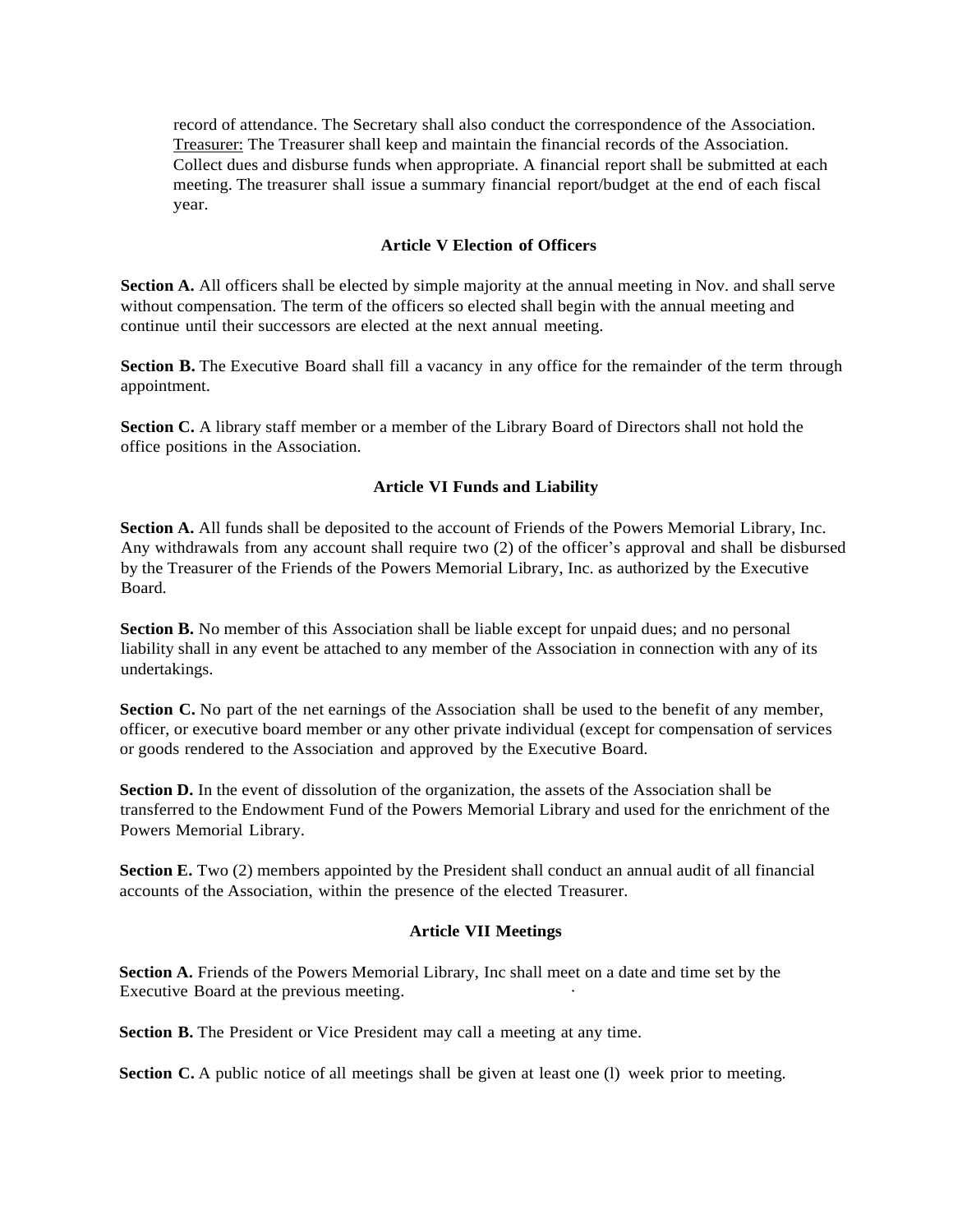record of attendance. The Secretary shall also conduct the correspondence of the Association. Treasurer: The Treasurer shall keep and maintain the financial records of the Association. Collect dues and disburse funds when appropriate. A financial report shall be submitted at each meeting. The treasurer shall issue a summary financial report/budget at the end of each fiscal year.

### Article V Election of Officers

**Section A.** All officers shall be elected by simple majority at the annual meeting in Nov. and shall serve without compensation. The term of the officers so elected shall begin with the annual meeting and continue until their successors are elected at the next annual meeting.

**Section B.** The Executive Board shall fill a vacancy in any office for the remainder of the term through appointment.

**Section C.** A library staff member or a member of the Library Board of Directors shall not hold the office positions in the Association.

### Article VI Funds and Liability

**Section A.** All funds shall be deposited to the account of Friends of the Powers Memorial Library, Inc. Any withdrawals from any account shall require two (2) of the officer's approval and shall be disbursed by the Treasurer of the Friends of the Powers Memorial Library, Inc. as authorized by the Executive Board.

**Section B.** No member of this Association shall be liable except for unpaid dues; and no personal liability shall in any event be attached to any member of the Association in connection with any of its undertakings.

**Section C.** No part of the net earnings of the Association shall be used to the benefit of any member, officer, or executive board member or any other private individual (except for compensation of services or goods rendered to the Association and approved by the Executive Board.

**Section D.** In the event of dissolution of the organization, the assets of the Association shall be transferred to the Endowment Fund of the Powers Memorial Library and used for the enrichment of the Powers Memorial Library.

**Section E.** Two (2) members appointed by the President shall conduct an annual audit of all financial accounts of the Association, within the presence of the elected Treasurer.

### Article VII Meetings

**Section A.** Friends of the Powers Memorial Library, Inc shall meet on a date and time set by the Executive Board at the previous meeting.

**Section B.** The President or Vice President may call a meeting at any time.

**Section C.** A public notice of all meetings shall be given at least one (l) week prior to meeting.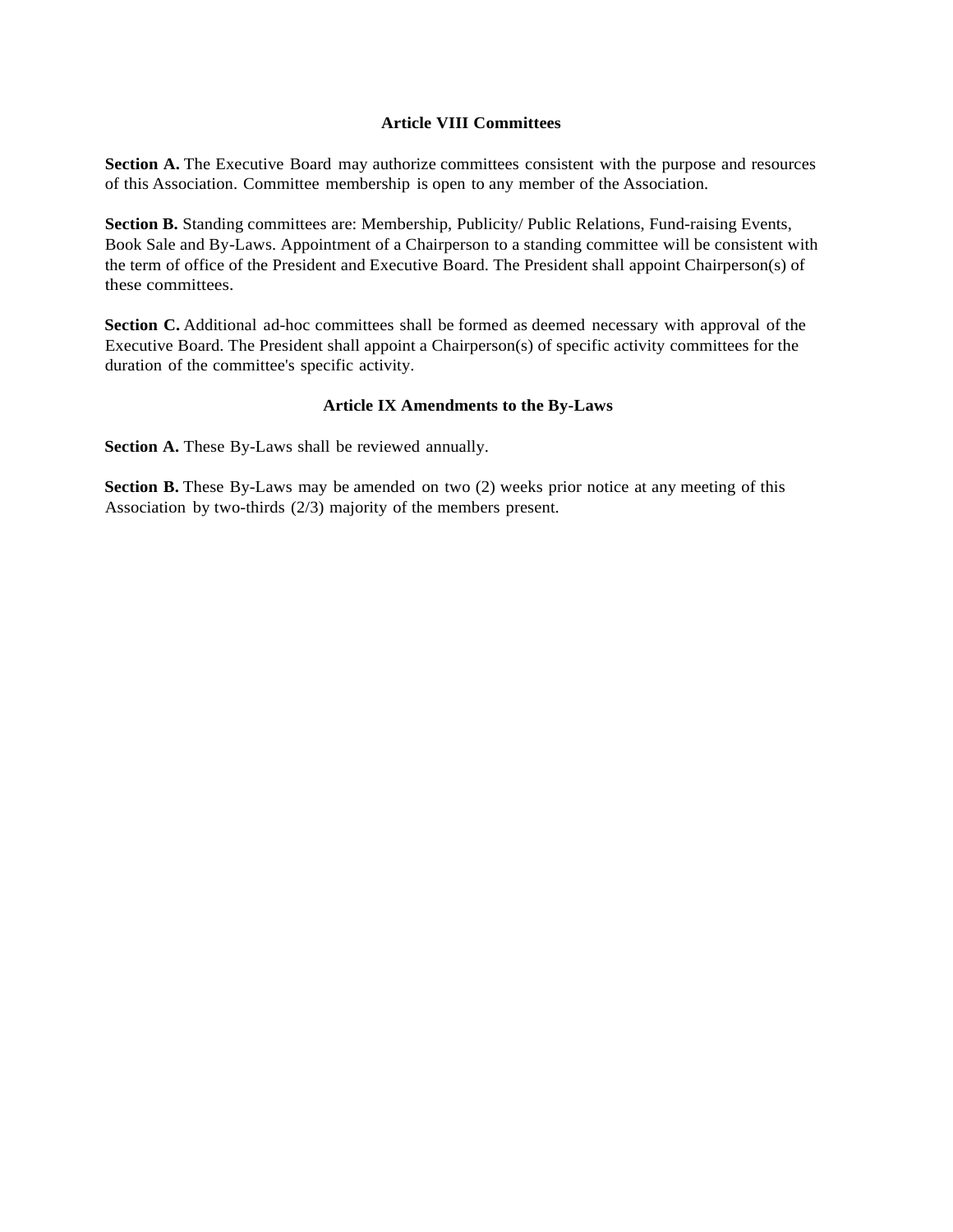## Article VIII Committees

**Section A.** The Executive Board may authorize committees consistent with the purpose and resources of this Association. Committee membership is open to any member of the Association.

**Section B.** Standing committees are: Membership, Publicity/ Public Relations, Fund-raising Events, Book Sale and By-Laws. Appointment of a Chairperson to a standing committee will be consistent with the term of office of the President and Executive Board. The President shall appoint Chairperson(s) of these committees.

**Section C.** Additional ad-hoc committees shall be formed as deemed necessary with approval of the Executive Board. The President shall appoint a Chairperson(s) of specific activity committees for the duration of the committee's specific activity.

## Article IX Amendments to the By-Laws

**Section A.** These By-Laws shall be reviewed annually.

**Section B.** These By-Laws may be amended on two (2) weeks prior notice at any meeting of this Association by two-thirds (2/3) majority of the members present.